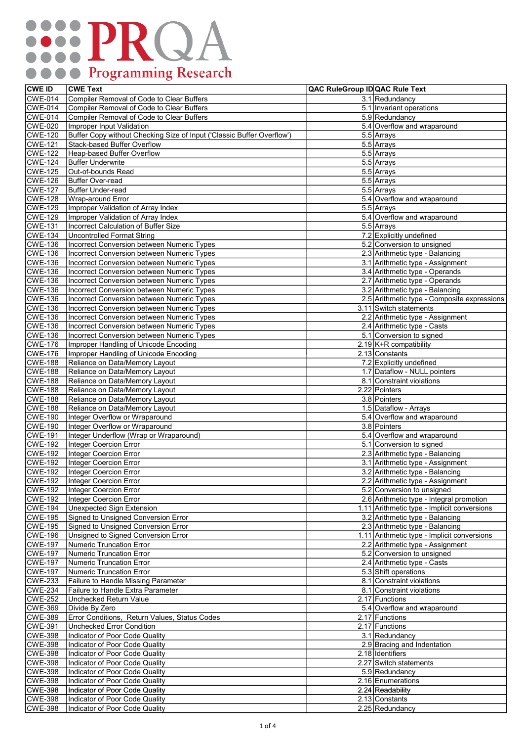PRQA Programming Research

| CWE ID | CWE Text | QAC RuleGroup ID | QAC Rule Text |
|---|---|---|---|
| CWE-014 | Compiler Removal of Code to Clear Buffers | 3.1 | Redundancy |
| CWE-014 | Compiler Removal of Code to Clear Buffers | 5.1 | Invariant operations |
| CWE-014 | Compiler Removal of Code to Clear Buffers | 5.9 | Redundancy |
| CWE-020 | Improper Input Validation | 5.4 | Overflow and wraparound |
| CWE-120 | Buffer Copy without Checking Size of Input ('Classic Buffer Overflow') | 5.5 | Arrays |
| CWE-121 | Stack-based Buffer Overflow | 5.5 | Arrays |
| CWE-122 | Heap-based Buffer Overflow | 5.5 | Arrays |
| CWE-124 | Buffer Underwrite | 5.5 | Arrays |
| CWE-125 | Out-of-bounds Read | 5.5 | Arrays |
| CWE-126 | Buffer Over-read | 5.5 | Arrays |
| CWE-127 | Buffer Under-read | 5.5 | Arrays |
| CWE-128 | Wrap-around Error | 5.4 | Overflow and wraparound |
| CWE-129 | Improper Validation of Array Index | 5.5 | Arrays |
| CWE-129 | Improper Validation of Array Index | 5.4 | Overflow and wraparound |
| CWE-131 | Incorrect Calculation of Buffer Size | 5.5 | Arrays |
| CWE-134 | Uncontrolled Format String | 7.2 | Explicitly undefined |
| CWE-136 | Incorrect Conversion between Numeric Types | 5.2 | Conversion to unsigned |
| CWE-136 | Incorrect Conversion between Numeric Types | 2.3 | Arithmetic type - Balancing |
| CWE-136 | Incorrect Conversion between Numeric Types | 3.1 | Arithmetic type - Assignment |
| CWE-136 | Incorrect Conversion between Numeric Types | 3.4 | Arithmetic type - Operands |
| CWE-136 | Incorrect Conversion between Numeric Types | 2.7 | Arithmetic type - Operands |
| CWE-136 | Incorrect Conversion between Numeric Types | 3.2 | Arithmetic type - Balancing |
| CWE-136 | Incorrect Conversion between Numeric Types | 2.5 | Arithmetic type - Composite expressions |
| CWE-136 | Incorrect Conversion between Numeric Types | 3.11 | Switch statements |
| CWE-136 | Incorrect Conversion between Numeric Types | 2.2 | Arithmetic type - Assignment |
| CWE-136 | Incorrect Conversion between Numeric Types | 2.4 | Arithmetic type - Casts |
| CWE-136 | Incorrect Conversion between Numeric Types | 5.1 | Conversion to signed |
| CWE-176 | Improper Handling of Unicode Encoding | 2.19 | K+R compatibility |
| CWE-176 | Improper Handling of Unicode Encoding | 2.13 | Constants |
| CWE-188 | Reliance on Data/Memory Layout | 7.2 | Explicitly undefined |
| CWE-188 | Reliance on Data/Memory Layout | 1.7 | Dataflow - NULL pointers |
| CWE-188 | Reliance on Data/Memory Layout | 8.1 | Constraint violations |
| CWE-188 | Reliance on Data/Memory Layout | 2.22 | Pointers |
| CWE-188 | Reliance on Data/Memory Layout | 3.8 | Pointers |
| CWE-188 | Reliance on Data/Memory Layout | 1.5 | Dataflow - Arrays |
| CWE-190 | Integer Overflow or Wraparound | 5.4 | Overflow and wraparound |
| CWE-190 | Integer Overflow or Wraparound | 3.8 | Pointers |
| CWE-191 | Integer Underflow (Wrap or Wraparound) | 5.4 | Overflow and wraparound |
| CWE-192 | Integer Coercion Error | 5.1 | Conversion to signed |
| CWE-192 | Integer Coercion Error | 2.3 | Arithmetic type - Balancing |
| CWE-192 | Integer Coercion Error | 3.1 | Arithmetic type - Assignment |
| CWE-192 | Integer Coercion Error | 3.2 | Arithmetic type - Balancing |
| CWE-192 | Integer Coercion Error | 2.2 | Arithmetic type - Assignment |
| CWE-192 | Integer Coercion Error | 5.2 | Conversion to unsigned |
| CWE-192 | Integer Coercion Error | 2.6 | Arithmetic type - Integral promotion |
| CWE-194 | Unexpected Sign Extension | 1.11 | Arithmetic type - Implicit conversions |
| CWE-195 | Signed to Unsigned Conversion Error | 3.2 | Arithmetic type - Balancing |
| CWE-195 | Signed to Unsigned Conversion Error | 2.3 | Arithmetic type - Balancing |
| CWE-196 | Unsigned to Signed Conversion Error | 1.11 | Arithmetic type - Implicit conversions |
| CWE-197 | Numeric Truncation Error | 2.2 | Arithmetic type - Assignment |
| CWE-197 | Numeric Truncation Error | 5.2 | Conversion to unsigned |
| CWE-197 | Numeric Truncation Error | 2.4 | Arithmetic type - Casts |
| CWE-197 | Numeric Truncation Error | 5.3 | Shift operations |
| CWE-233 | Failure to Handle Missing Parameter | 8.1 | Constraint violations |
| CWE-234 | Failure to Handle Extra Parameter | 8.1 | Constraint violations |
| CWE-252 | Unchecked Return Value | 2.17 | Functions |
| CWE-369 | Divide By Zero | 5.4 | Overflow and wraparound |
| CWE-389 | Error Conditions, Return Values, Status Codes | 2.17 | Functions |
| CWE-391 | Unchecked Error Condition | 2.17 | Functions |
| CWE-398 | Indicator of Poor Code Quality | 3.1 | Redundancy |
| CWE-398 | Indicator of Poor Code Quality | 2.9 | Bracing and Indentation |
| CWE-398 | Indicator of Poor Code Quality | 2.18 | Identifiers |
| CWE-398 | Indicator of Poor Code Quality | 2.27 | Switch statements |
| CWE-398 | Indicator of Poor Code Quality | 5.9 | Redundancy |
| CWE-398 | Indicator of Poor Code Quality | 2.16 | Enumerations |
| CWE-398 | Indicator of Poor Code Quality | 2.24 | Readability |
| CWE-398 | Indicator of Poor Code Quality | 2.13 | Constants |
| CWE-398 | Indicator of Poor Code Quality | 2.25 | Redundancy |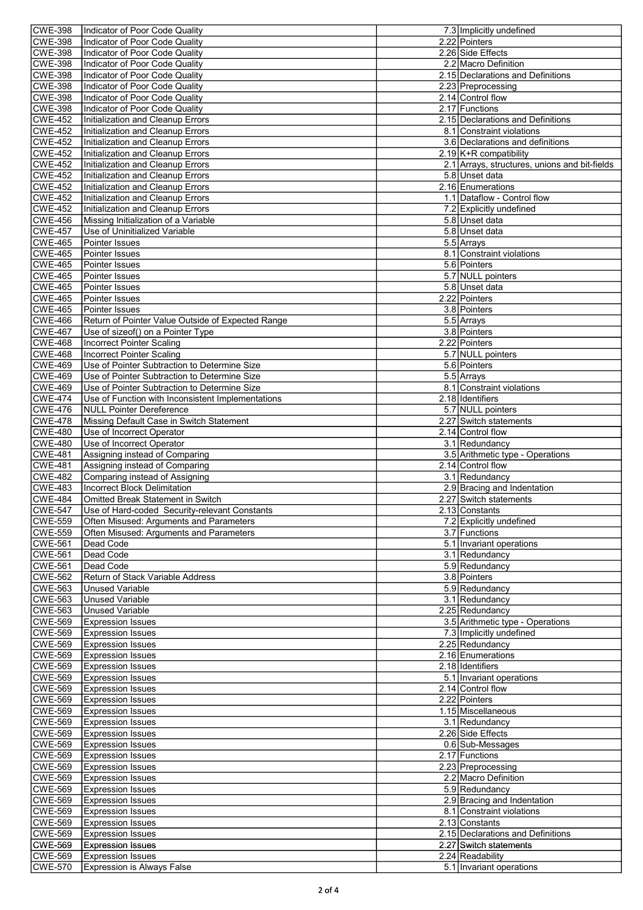| | | | |
|---|---|---|---|
| CWE-398 | Indicator of Poor Code Quality | 7.3 | Implicitly undefined |
| CWE-398 | Indicator of Poor Code Quality | 2.22 | Pointers |
| CWE-398 | Indicator of Poor Code Quality | 2.26 | Side Effects |
| CWE-398 | Indicator of Poor Code Quality | 2.2 | Macro Definition |
| CWE-398 | Indicator of Poor Code Quality | 2.15 | Declarations and Definitions |
| CWE-398 | Indicator of Poor Code Quality | 2.23 | Preprocessing |
| CWE-398 | Indicator of Poor Code Quality | 2.14 | Control flow |
| CWE-398 | Indicator of Poor Code Quality | 2.17 | Functions |
| CWE-452 | Initialization and Cleanup Errors | 2.15 | Declarations and Definitions |
| CWE-452 | Initialization and Cleanup Errors | 8.1 | Constraint violations |
| CWE-452 | Initialization and Cleanup Errors | 3.6 | Declarations and definitions |
| CWE-452 | Initialization and Cleanup Errors | 2.19 | K+R compatibility |
| CWE-452 | Initialization and Cleanup Errors | 2.1 | Arrays, structures, unions and bit-fields |
| CWE-452 | Initialization and Cleanup Errors | 5.8 | Unset data |
| CWE-452 | Initialization and Cleanup Errors | 2.16 | Enumerations |
| CWE-452 | Initialization and Cleanup Errors | 1.1 | Dataflow - Control flow |
| CWE-452 | Initialization and Cleanup Errors | 7.2 | Explicitly undefined |
| CWE-456 | Missing Initialization of a Variable | 5.8 | Unset data |
| CWE-457 | Use of Uninitialized Variable | 5.8 | Unset data |
| CWE-465 | Pointer Issues | 5.5 | Arrays |
| CWE-465 | Pointer Issues | 8.1 | Constraint violations |
| CWE-465 | Pointer Issues | 5.6 | Pointers |
| CWE-465 | Pointer Issues | 5.7 | NULL pointers |
| CWE-465 | Pointer Issues | 5.8 | Unset data |
| CWE-465 | Pointer Issues | 2.22 | Pointers |
| CWE-465 | Pointer Issues | 3.8 | Pointers |
| CWE-466 | Return of Pointer Value Outside of Expected Range | 5.5 | Arrays |
| CWE-467 | Use of sizeof() on a Pointer Type | 3.8 | Pointers |
| CWE-468 | Incorrect Pointer Scaling | 2.22 | Pointers |
| CWE-468 | Incorrect Pointer Scaling | 5.7 | NULL pointers |
| CWE-469 | Use of Pointer Subtraction to Determine Size | 5.6 | Pointers |
| CWE-469 | Use of Pointer Subtraction to Determine Size | 5.5 | Arrays |
| CWE-469 | Use of Pointer Subtraction to Determine Size | 8.1 | Constraint violations |
| CWE-474 | Use of Function with Inconsistent Implementations | 2.18 | Identifiers |
| CWE-476 | NULL Pointer Dereference | 5.7 | NULL pointers |
| CWE-478 | Missing Default Case in Switch Statement | 2.27 | Switch statements |
| CWE-480 | Use of Incorrect Operator | 2.14 | Control flow |
| CWE-480 | Use of Incorrect Operator | 3.1 | Redundancy |
| CWE-481 | Assigning instead of Comparing | 3.5 | Arithmetic type - Operations |
| CWE-481 | Assigning instead of Comparing | 2.14 | Control flow |
| CWE-482 | Comparing instead of Assigning | 3.1 | Redundancy |
| CWE-483 | Incorrect Block Delimitation | 2.9 | Bracing and Indentation |
| CWE-484 | Omitted Break Statement in Switch | 2.27 | Switch statements |
| CWE-547 | Use of Hard-coded Security-relevant Constants | 2.13 | Constants |
| CWE-559 | Often Misused: Arguments and Parameters | 7.2 | Explicitly undefined |
| CWE-559 | Often Misused: Arguments and Parameters | 3.7 | Functions |
| CWE-561 | Dead Code | 5.1 | Invariant operations |
| CWE-561 | Dead Code | 3.1 | Redundancy |
| CWE-561 | Dead Code | 5.9 | Redundancy |
| CWE-562 | Return of Stack Variable Address | 3.8 | Pointers |
| CWE-563 | Unused Variable | 5.9 | Redundancy |
| CWE-563 | Unused Variable | 3.1 | Redundancy |
| CWE-563 | Unused Variable | 2.25 | Redundancy |
| CWE-569 | Expression Issues | 3.5 | Arithmetic type - Operations |
| CWE-569 | Expression Issues | 7.3 | Implicitly undefined |
| CWE-569 | Expression Issues | 2.25 | Redundancy |
| CWE-569 | Expression Issues | 2.16 | Enumerations |
| CWE-569 | Expression Issues | 2.18 | Identifiers |
| CWE-569 | Expression Issues | 5.1 | Invariant operations |
| CWE-569 | Expression Issues | 2.14 | Control flow |
| CWE-569 | Expression Issues | 2.22 | Pointers |
| CWE-569 | Expression Issues | 1.15 | Miscellaneous |
| CWE-569 | Expression Issues | 3.1 | Redundancy |
| CWE-569 | Expression Issues | 2.26 | Side Effects |
| CWE-569 | Expression Issues | 0.6 | Sub-Messages |
| CWE-569 | Expression Issues | 2.17 | Functions |
| CWE-569 | Expression Issues | 2.23 | Preprocessing |
| CWE-569 | Expression Issues | 2.2 | Macro Definition |
| CWE-569 | Expression Issues | 5.9 | Redundancy |
| CWE-569 | Expression Issues | 2.9 | Bracing and Indentation |
| CWE-569 | Expression Issues | 8.1 | Constraint violations |
| CWE-569 | Expression Issues | 2.13 | Constants |
| CWE-569 | Expression Issues | 2.15 | Declarations and Definitions |
| CWE-569 | Expression Issues | 2.27 | Switch statements |
| CWE-569 | Expression Issues | 2.24 | Readability |
| CWE-570 | Expression is Always False | 5.1 | Invariant operations |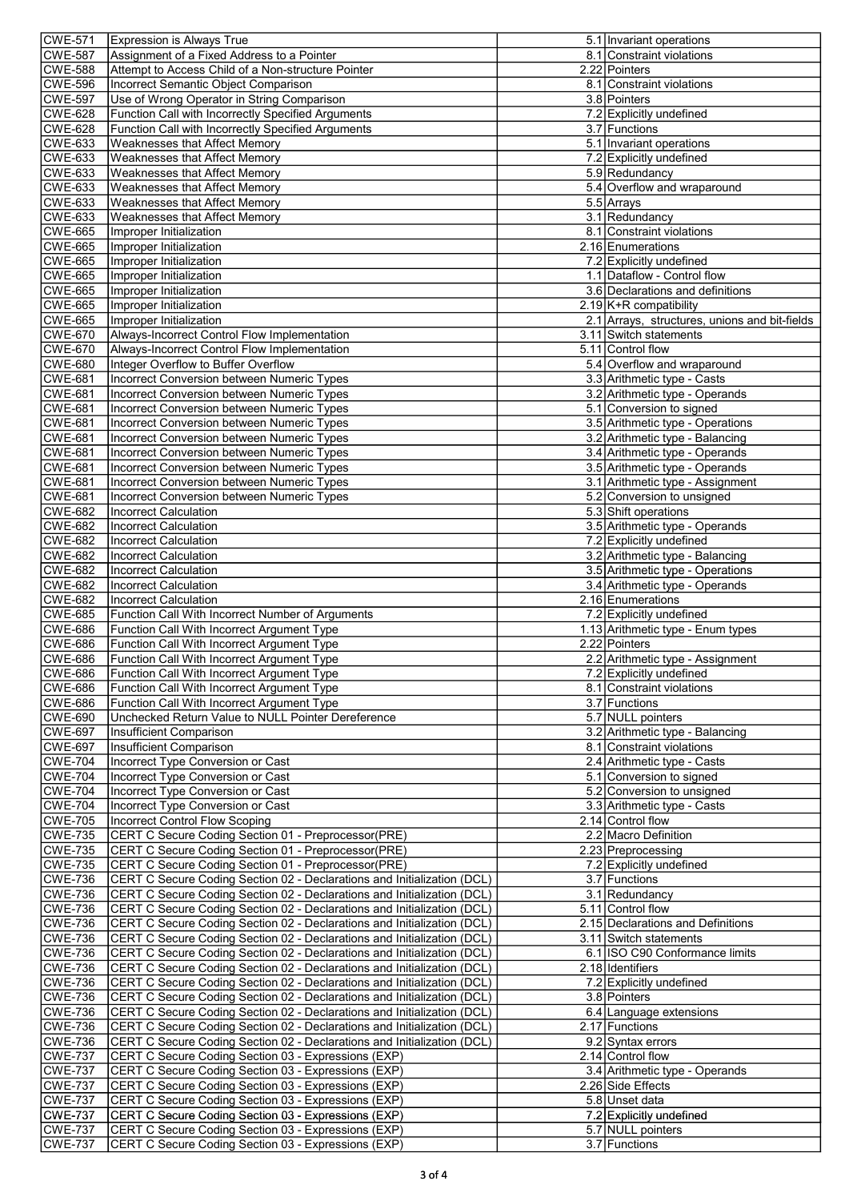| CWE-571 | Expression is Always True | | 5.1 | Invariant operations |
|---|---|---|---|---|
| CWE-587 | Assignment of a Fixed Address to a Pointer | | 8.1 | Constraint violations |
| CWE-588 | Attempt to Access Child of a Non-structure Pointer | | 2.22 | Pointers |
| CWE-596 | Incorrect Semantic Object Comparison | | 8.1 | Constraint violations |
| CWE-597 | Use of Wrong Operator in String Comparison | | 3.8 | Pointers |
| CWE-628 | Function Call with Incorrectly Specified Arguments | | 7.2 | Explicitly undefined |
| CWE-628 | Function Call with Incorrectly Specified Arguments | | 3.7 | Functions |
| CWE-633 | Weaknesses that Affect Memory | | 5.1 | Invariant operations |
| CWE-633 | Weaknesses that Affect Memory | | 7.2 | Explicitly undefined |
| CWE-633 | Weaknesses that Affect Memory | | 5.9 | Redundancy |
| CWE-633 | Weaknesses that Affect Memory | | 5.4 | Overflow and wraparound |
| CWE-633 | Weaknesses that Affect Memory | | 5.5 | Arrays |
| CWE-633 | Weaknesses that Affect Memory | | 3.1 | Redundancy |
| CWE-665 | Improper Initialization | | 8.1 | Constraint violations |
| CWE-665 | Improper Initialization | | 2.16 | Enumerations |
| CWE-665 | Improper Initialization | | 7.2 | Explicitly undefined |
| CWE-665 | Improper Initialization | | 1.1 | Dataflow - Control flow |
| CWE-665 | Improper Initialization | | 3.6 | Declarations and definitions |
| CWE-665 | Improper Initialization | | 2.19 | K+R compatibility |
| CWE-665 | Improper Initialization | | 2.1 | Arrays, structures, unions and bit-fields |
| CWE-670 | Always-Incorrect Control Flow Implementation | | 3.11 | Switch statements |
| CWE-670 | Always-Incorrect Control Flow Implementation | | 5.11 | Control flow |
| CWE-680 | Integer Overflow to Buffer Overflow | | 5.4 | Overflow and wraparound |
| CWE-681 | Incorrect Conversion between Numeric Types | | 3.3 | Arithmetic type - Casts |
| CWE-681 | Incorrect Conversion between Numeric Types | | 3.2 | Arithmetic type - Operands |
| CWE-681 | Incorrect Conversion between Numeric Types | | 5.1 | Conversion to signed |
| CWE-681 | Incorrect Conversion between Numeric Types | | 3.5 | Arithmetic type - Operations |
| CWE-681 | Incorrect Conversion between Numeric Types | | 3.2 | Arithmetic type - Balancing |
| CWE-681 | Incorrect Conversion between Numeric Types | | 3.4 | Arithmetic type - Operands |
| CWE-681 | Incorrect Conversion between Numeric Types | | 3.5 | Arithmetic type - Operands |
| CWE-681 | Incorrect Conversion between Numeric Types | | 3.1 | Arithmetic type - Assignment |
| CWE-681 | Incorrect Conversion between Numeric Types | | 5.2 | Conversion to unsigned |
| CWE-682 | Incorrect Calculation | | 5.3 | Shift operations |
| CWE-682 | Incorrect Calculation | | 3.5 | Arithmetic type - Operands |
| CWE-682 | Incorrect Calculation | | 7.2 | Explicitly undefined |
| CWE-682 | Incorrect Calculation | | 3.2 | Arithmetic type - Balancing |
| CWE-682 | Incorrect Calculation | | 3.5 | Arithmetic type - Operations |
| CWE-682 | Incorrect Calculation | | 3.4 | Arithmetic type - Operands |
| CWE-682 | Incorrect Calculation | | 2.16 | Enumerations |
| CWE-685 | Function Call With Incorrect Number of Arguments | | 7.2 | Explicitly undefined |
| CWE-686 | Function Call With Incorrect Argument Type | | 1.13 | Arithmetic type - Enum types |
| CWE-686 | Function Call With Incorrect Argument Type | | 2.22 | Pointers |
| CWE-686 | Function Call With Incorrect Argument Type | | 2.2 | Arithmetic type - Assignment |
| CWE-686 | Function Call With Incorrect Argument Type | | 7.2 | Explicitly undefined |
| CWE-686 | Function Call With Incorrect Argument Type | | 8.1 | Constraint violations |
| CWE-686 | Function Call With Incorrect Argument Type | | 3.7 | Functions |
| CWE-690 | Unchecked Return Value to NULL Pointer Dereference | | 5.7 | NULL pointers |
| CWE-697 | Insufficient Comparison | | 3.2 | Arithmetic type - Balancing |
| CWE-697 | Insufficient Comparison | | 8.1 | Constraint violations |
| CWE-704 | Incorrect Type Conversion or Cast | | 2.4 | Arithmetic type - Casts |
| CWE-704 | Incorrect Type Conversion or Cast | | 5.1 | Conversion to signed |
| CWE-704 | Incorrect Type Conversion or Cast | | 5.2 | Conversion to unsigned |
| CWE-704 | Incorrect Type Conversion or Cast | | 3.3 | Arithmetic type - Casts |
| CWE-705 | Incorrect Control Flow Scoping | | 2.14 | Control flow |
| CWE-735 | CERT C Secure Coding Section 01 - Preprocessor(PRE) | | 2.2 | Macro Definition |
| CWE-735 | CERT C Secure Coding Section 01 - Preprocessor(PRE) | | 2.23 | Preprocessing |
| CWE-735 | CERT C Secure Coding Section 01 - Preprocessor(PRE) | | 7.2 | Explicitly undefined |
| CWE-736 | CERT C Secure Coding Section 02 - Declarations and Initialization (DCL) | | 3.7 | Functions |
| CWE-736 | CERT C Secure Coding Section 02 - Declarations and Initialization (DCL) | | 3.1 | Redundancy |
| CWE-736 | CERT C Secure Coding Section 02 - Declarations and Initialization (DCL) | | 5.11 | Control flow |
| CWE-736 | CERT C Secure Coding Section 02 - Declarations and Initialization (DCL) | | 2.15 | Declarations and Definitions |
| CWE-736 | CERT C Secure Coding Section 02 - Declarations and Initialization (DCL) | | 3.11 | Switch statements |
| CWE-736 | CERT C Secure Coding Section 02 - Declarations and Initialization (DCL) | | 6.1 | ISO C90 Conformance limits |
| CWE-736 | CERT C Secure Coding Section 02 - Declarations and Initialization (DCL) | | 2.18 | Identifiers |
| CWE-736 | CERT C Secure Coding Section 02 - Declarations and Initialization (DCL) | | 7.2 | Explicitly undefined |
| CWE-736 | CERT C Secure Coding Section 02 - Declarations and Initialization (DCL) | | 3.8 | Pointers |
| CWE-736 | CERT C Secure Coding Section 02 - Declarations and Initialization (DCL) | | 6.4 | Language extensions |
| CWE-736 | CERT C Secure Coding Section 02 - Declarations and Initialization (DCL) | | 2.17 | Functions |
| CWE-736 | CERT C Secure Coding Section 02 - Declarations and Initialization (DCL) | | 9.2 | Syntax errors |
| CWE-737 | CERT C Secure Coding Section 03 - Expressions (EXP) | | 2.14 | Control flow |
| CWE-737 | CERT C Secure Coding Section 03 - Expressions (EXP) | | 3.4 | Arithmetic type - Operands |
| CWE-737 | CERT C Secure Coding Section 03 - Expressions (EXP) | | 2.26 | Side Effects |
| CWE-737 | CERT C Secure Coding Section 03 - Expressions (EXP) | | 5.8 | Unset data |
| CWE-737 | CERT C Secure Coding Section 03 - Expressions (EXP) | | 7.2 | Explicitly undefined |
| CWE-737 | CERT C Secure Coding Section 03 - Expressions (EXP) | | 5.7 | NULL pointers |
| CWE-737 | CERT C Secure Coding Section 03 - Expressions (EXP) | | 3.7 | Functions |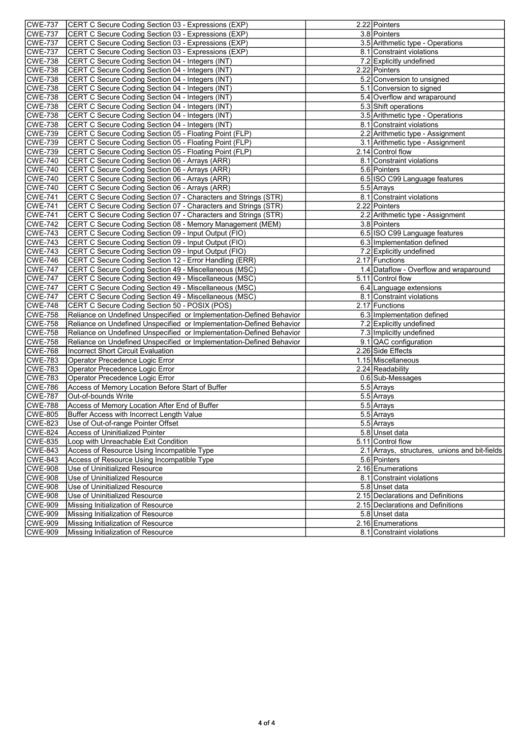| | | | |
|---|---|---|---|
| CWE-737 | CERT C Secure Coding Section 03 - Expressions (EXP) | 2.22 | Pointers |
| CWE-737 | CERT C Secure Coding Section 03 - Expressions (EXP) | 3.8 | Pointers |
| CWE-737 | CERT C Secure Coding Section 03 - Expressions (EXP) | 3.5 | Arithmetic type - Operations |
| CWE-737 | CERT C Secure Coding Section 03 - Expressions (EXP) | 8.1 | Constraint violations |
| CWE-738 | CERT C Secure Coding Section 04 - Integers (INT) | 7.2 | Explicitly undefined |
| CWE-738 | CERT C Secure Coding Section 04 - Integers (INT) | 2.22 | Pointers |
| CWE-738 | CERT C Secure Coding Section 04 - Integers (INT) | 5.2 | Conversion to unsigned |
| CWE-738 | CERT C Secure Coding Section 04 - Integers (INT) | 5.1 | Conversion to signed |
| CWE-738 | CERT C Secure Coding Section 04 - Integers (INT) | 5.4 | Overflow and wraparound |
| CWE-738 | CERT C Secure Coding Section 04 - Integers (INT) | 5.3 | Shift operations |
| CWE-738 | CERT C Secure Coding Section 04 - Integers (INT) | 3.5 | Arithmetic type - Operations |
| CWE-738 | CERT C Secure Coding Section 04 - Integers (INT) | 8.1 | Constraint violations |
| CWE-739 | CERT C Secure Coding Section 05 - Floating Point (FLP) | 2.2 | Arithmetic type - Assignment |
| CWE-739 | CERT C Secure Coding Section 05 - Floating Point (FLP) | 3.1 | Arithmetic type - Assignment |
| CWE-739 | CERT C Secure Coding Section 05 - Floating Point (FLP) | 2.14 | Control flow |
| CWE-740 | CERT C Secure Coding Section 06 - Arrays (ARR) | 8.1 | Constraint violations |
| CWE-740 | CERT C Secure Coding Section 06 - Arrays (ARR) | 5.6 | Pointers |
| CWE-740 | CERT C Secure Coding Section 06 - Arrays (ARR) | 6.5 | ISO C99 Language features |
| CWE-740 | CERT C Secure Coding Section 06 - Arrays (ARR) | 5.5 | Arrays |
| CWE-741 | CERT C Secure Coding Section 07 - Characters and Strings (STR) | 8.1 | Constraint violations |
| CWE-741 | CERT C Secure Coding Section 07 - Characters and Strings (STR) | 2.22 | Pointers |
| CWE-741 | CERT C Secure Coding Section 07 - Characters and Strings (STR) | 2.2 | Arithmetic type - Assignment |
| CWE-742 | CERT C Secure Coding Section 08 - Memory Management (MEM) | 3.8 | Pointers |
| CWE-743 | CERT C Secure Coding Section 09 - Input Output (FIO) | 6.5 | ISO C99 Language features |
| CWE-743 | CERT C Secure Coding Section 09 - Input Output (FIO) | 6.3 | Implementation defined |
| CWE-743 | CERT C Secure Coding Section 09 - Input Output (FIO) | 7.2 | Explicitly undefined |
| CWE-746 | CERT C Secure Coding Section 12 - Error Handling (ERR) | 2.17 | Functions |
| CWE-747 | CERT C Secure Coding Section 49 - Miscellaneous (MSC) | 1.4 | Dataflow - Overflow and wraparound |
| CWE-747 | CERT C Secure Coding Section 49 - Miscellaneous (MSC) | 5.11 | Control flow |
| CWE-747 | CERT C Secure Coding Section 49 - Miscellaneous (MSC) | 6.4 | Language extensions |
| CWE-747 | CERT C Secure Coding Section 49 - Miscellaneous (MSC) | 8.1 | Constraint violations |
| CWE-748 | CERT C Secure Coding Section 50 - POSIX (POS) | 2.17 | Functions |
| CWE-758 | Reliance on Undefined Unspecified or Implementation-Defined Behavior | 6.3 | Implementation defined |
| CWE-758 | Reliance on Undefined Unspecified or Implementation-Defined Behavior | 7.2 | Explicitly undefined |
| CWE-758 | Reliance on Undefined Unspecified or Implementation-Defined Behavior | 7.3 | Implicitly undefined |
| CWE-758 | Reliance on Undefined Unspecified or Implementation-Defined Behavior | 9.1 | QAC configuration |
| CWE-768 | Incorrect Short Circuit Evaluation | 2.26 | Side Effects |
| CWE-783 | Operator Precedence Logic Error | 1.15 | Miscellaneous |
| CWE-783 | Operator Precedence Logic Error | 2.24 | Readability |
| CWE-783 | Operator Precedence Logic Error | 0.6 | Sub-Messages |
| CWE-786 | Access of Memory Location Before Start of Buffer | 5.5 | Arrays |
| CWE-787 | Out-of-bounds Write | 5.5 | Arrays |
| CWE-788 | Access of Memory Location After End of Buffer | 5.5 | Arrays |
| CWE-805 | Buffer Access with Incorrect Length Value | 5.5 | Arrays |
| CWE-823 | Use of Out-of-range Pointer Offset | 5.5 | Arrays |
| CWE-824 | Access of Uninitialized Pointer | 5.8 | Unset data |
| CWE-835 | Loop with Unreachable Exit Condition | 5.11 | Control flow |
| CWE-843 | Access of Resource Using Incompatible Type | 2.1 | Arrays, structures, unions and bit-fields |
| CWE-843 | Access of Resource Using Incompatible Type | 5.6 | Pointers |
| CWE-908 | Use of Uninitialized Resource | 2.16 | Enumerations |
| CWE-908 | Use of Uninitialized Resource | 8.1 | Constraint violations |
| CWE-908 | Use of Uninitialized Resource | 5.8 | Unset data |
| CWE-908 | Use of Uninitialized Resource | 2.15 | Declarations and Definitions |
| CWE-909 | Missing Initialization of Resource | 2.15 | Declarations and Definitions |
| CWE-909 | Missing Initialization of Resource | 5.8 | Unset data |
| CWE-909 | Missing Initialization of Resource | 2.16 | Enumerations |
| CWE-909 | Missing Initialization of Resource | 8.1 | Constraint violations |